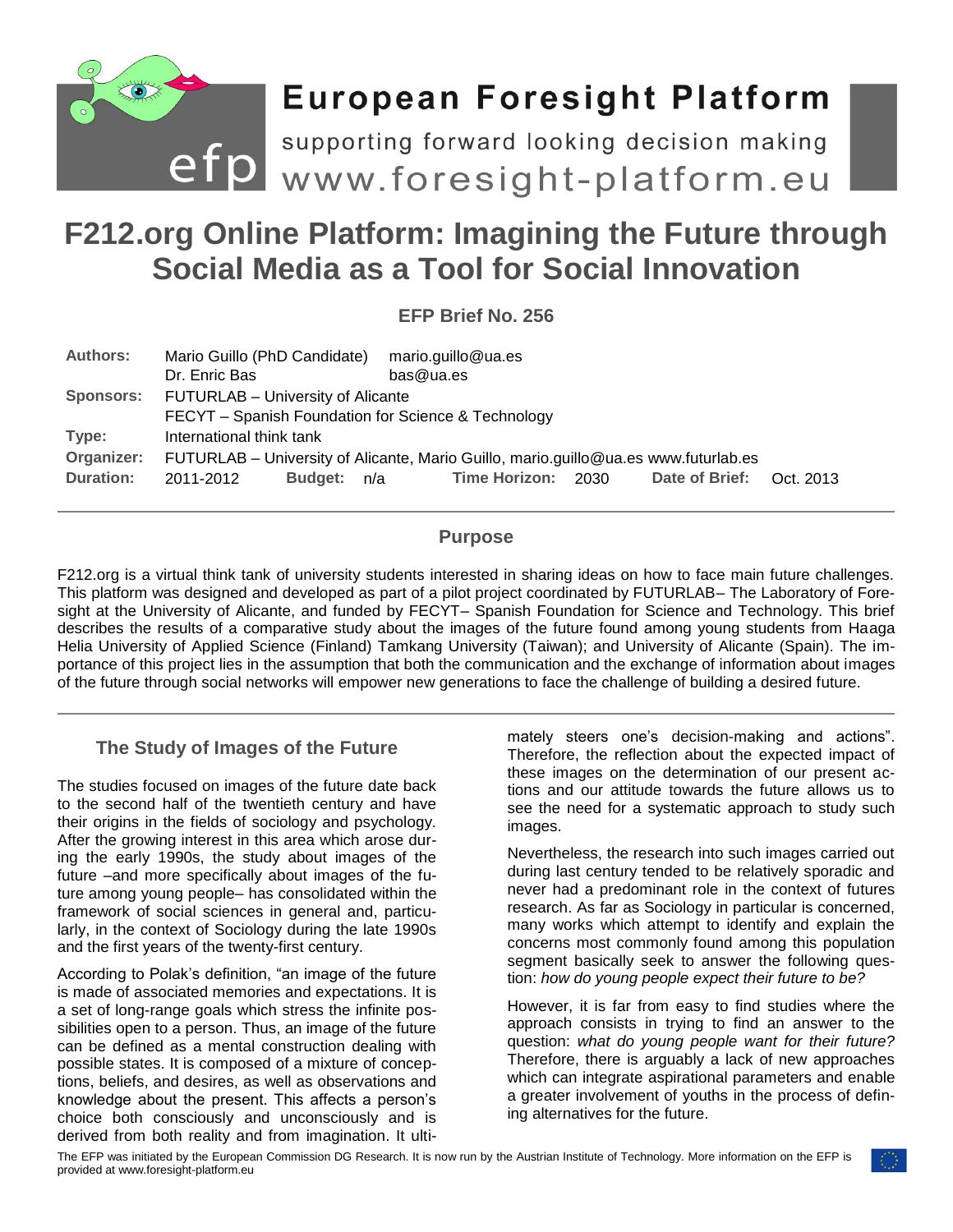# F212.org Online Platform: Imagining the Future through Social Media as a Tool for Social Innovation

**EFP Brief No. 256**

| | | | | | | | | |
|---|---|---|---|---|---|---|---|---|
| **Authors:** | Mario Guillo (PhD Candidate) | mario.guillo@ua.es | | | | | | |
| | Dr. Enric Bas | bas@ua.es | | | | | | |
| **Sponsors:** | FUTURLAB – University of Alicante | | | | | | | |
| | FECYT – Spanish Foundation for Science & Technology | | | | | | | |
| **Type:** | International think tank | | | | | | | |
| **Organizer:** | FUTURLAB – University of Alicante, Mario Guillo, mario.guillo@ua.es www.futurlab.es | | | | | | | |
| **Duration:** | 2011-2012 | **Budget:** | n/a | **Time Horizon:** | 2030 | **Date of Brief:** | Oct. 2013 | |

## Purpose

F212.org is a virtual think tank of university students interested in sharing ideas on how to face main future challenges. This platform was designed and developed as part of a pilot project coordinated by FUTURLAB– The Laboratory of Foresight at the University of Alicante, and funded by FECYT– Spanish Foundation for Science and Technology. This brief describes the results of a comparative study about the images of the future found among young students from Haaga Helia University of Applied Science (Finland) Tamkang University (Taiwan); and University of Alicante (Spain). The importance of this project lies in the assumption that both the communication and the exchange of information about images of the future through social networks will empower new generations to face the challenge of building a desired future.

## The Study of Images of the Future

The studies focused on images of the future date back to the second half of the twentieth century and have their origins in the fields of sociology and psychology. After the growing interest in this area which arose during the early 1990s, the study about images of the future –and more specifically about images of the future among young people– has consolidated within the framework of social sciences in general and, particularly, in the context of Sociology during the late 1990s and the first years of the twenty-first century.

According to Polak's definition, "an image of the future is made of associated memories and expectations. It is a set of long-range goals which stress the infinite possibilities open to a person. Thus, an image of the future can be defined as a mental construction dealing with possible states. It is composed of a mixture of conceptions, beliefs, and desires, as well as observations and knowledge about the present. This affects a person's choice both consciously and unconsciously and is derived from both reality and from imagination. It ultimately steers one's decision-making and actions". Therefore, the reflection about the expected impact of these images on the determination of our present actions and our attitude towards the future allows us to see the need for a systematic approach to study such images.

Nevertheless, the research into such images carried out during last century tended to be relatively sporadic and never had a predominant role in the context of futures research. As far as Sociology in particular is concerned, many works which attempt to identify and explain the concerns most commonly found among this population segment basically seek to answer the following question: *how do young people expect their future to be?*

However, it is far from easy to find studies where the approach consists in trying to find an answer to the question: *what do young people want for their future?* Therefore, there is arguably a lack of new approaches which can integrate aspirational parameters and enable a greater involvement of youths in the process of defining alternatives for the future.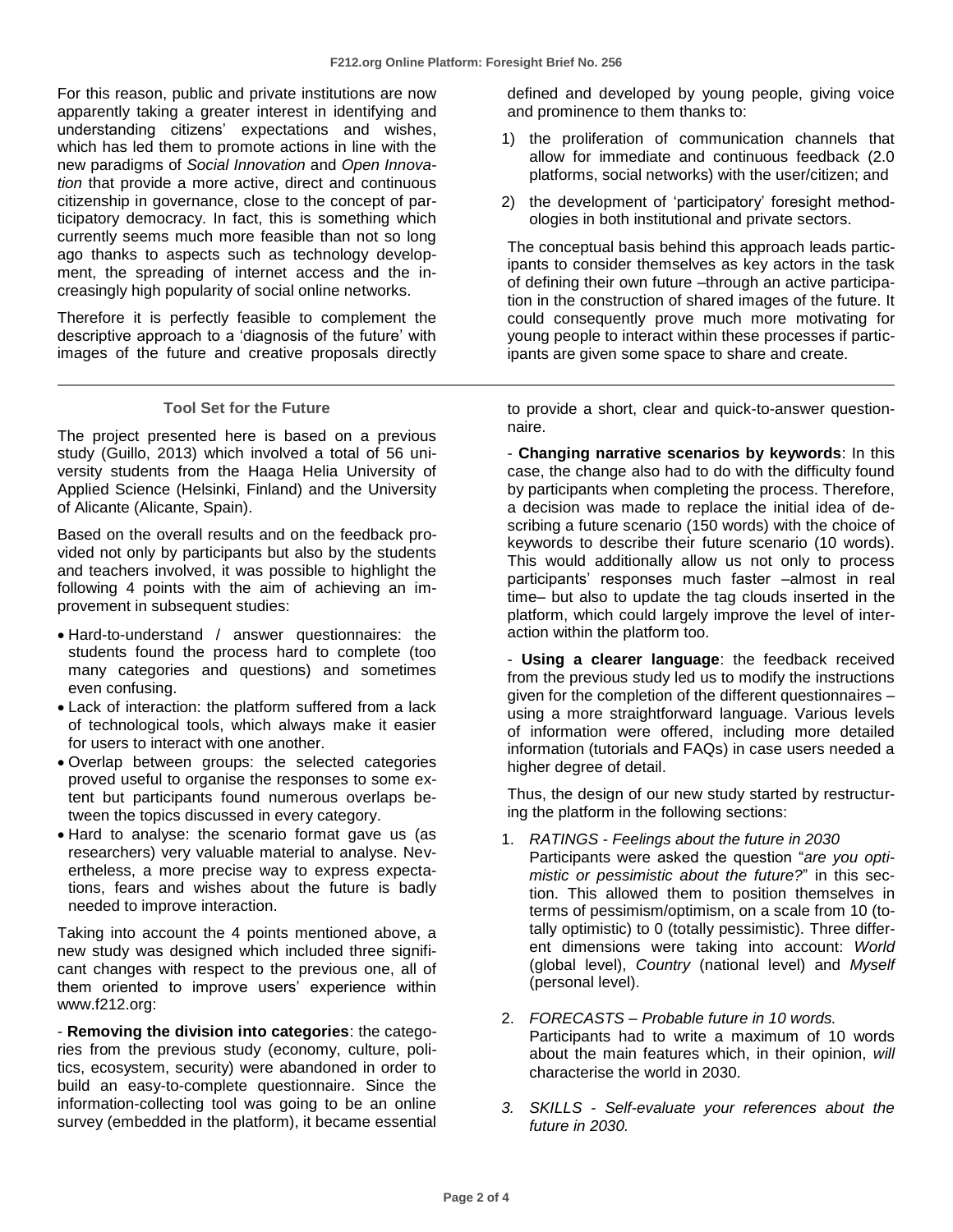For this reason, public and private institutions are now apparently taking a greater interest in identifying and understanding citizens' expectations and wishes, which has led them to promote actions in line with the new paradigms of *Social Innovation* and *Open Innovation* that provide a more active, direct and continuous citizenship in governance, close to the concept of participatory democracy. In fact, this is something which currently seems much more feasible than not so long ago thanks to aspects such as technology development, the spreading of internet access and the increasingly high popularity of social online networks.

Therefore it is perfectly feasible to complement the descriptive approach to a 'diagnosis of the future' with images of the future and creative proposals directly defined and developed by young people, giving voice and prominence to them thanks to:

1) the proliferation of communication channels that allow for immediate and continuous feedback (2.0 platforms, social networks) with the user/citizen; and
2) the development of 'participatory' foresight methodologies in both institutional and private sectors.

The conceptual basis behind this approach leads participants to consider themselves as key actors in the task of defining their own future –through an active participation in the construction of shared images of the future. It could consequently prove much more motivating for young people to interact within these processes if participants are given some space to share and create.

### Tool Set for the Future

The project presented here is based on a previous study (Guillo, 2013) which involved a total of 56 university students from the Haaga Helia University of Applied Science (Helsinki, Finland) and the University of Alicante (Alicante, Spain).

Based on the overall results and on the feedback provided not only by participants but also by the students and teachers involved, it was possible to highlight the following 4 points with the aim of achieving an improvement in subsequent studies:

- Hard-to-understand / answer questionnaires: the students found the process hard to complete (too many categories and questions) and sometimes even confusing.
- Lack of interaction: the platform suffered from a lack of technological tools, which always make it easier for users to interact with one another.
- Overlap between groups: the selected categories proved useful to organise the responses to some extent but participants found numerous overlaps between the topics discussed in every category.
- Hard to analyse: the scenario format gave us (as researchers) very valuable material to analyse. Nevertheless, a more precise way to express expectations, fears and wishes about the future is badly needed to improve interaction.

Taking into account the 4 points mentioned above, a new study was designed which included three significant changes with respect to the previous one, all of them oriented to improve users' experience within www.f212.org:

- **Removing the division into categories**: the categories from the previous study (economy, culture, politics, ecosystem, security) were abandoned in order to build an easy-to-complete questionnaire. Since the information-collecting tool was going to be an online survey (embedded in the platform), it became essential to provide a short, clear and quick-to-answer questionnaire.

- **Changing narrative scenarios by keywords**: In this case, the change also had to do with the difficulty found by participants when completing the process. Therefore, a decision was made to replace the initial idea of describing a future scenario (150 words) with the choice of keywords to describe their future scenario (10 words). This would additionally allow us not only to process participants' responses much faster –almost in real time– but also to update the tag clouds inserted in the platform, which could largely improve the level of interaction within the platform too.

- **Using a clearer language**: the feedback received from the previous study led us to modify the instructions given for the completion of the different questionnaires – using a more straightforward language. Various levels of information were offered, including more detailed information (tutorials and FAQs) in case users needed a higher degree of detail.

Thus, the design of our new study started by restructuring the platform in the following sections:

1. *RATINGS - Feelings about the future in 2030*
   Participants were asked the question "*are you optimistic or pessimistic about the future?*" in this section. This allowed them to position themselves in terms of pessimism/optimism, on a scale from 10 (totally optimistic) to 0 (totally pessimistic). Three different dimensions were taking into account: *World* (global level), *Country* (national level) and *Myself* (personal level).

2. *FORECASTS – Probable future in 10 words.*
   Participants had to write a maximum of 10 words about the main features which, in their opinion, *will* characterise the world in 2030.

3. *SKILLS - Self-evaluate your references about the future in 2030.*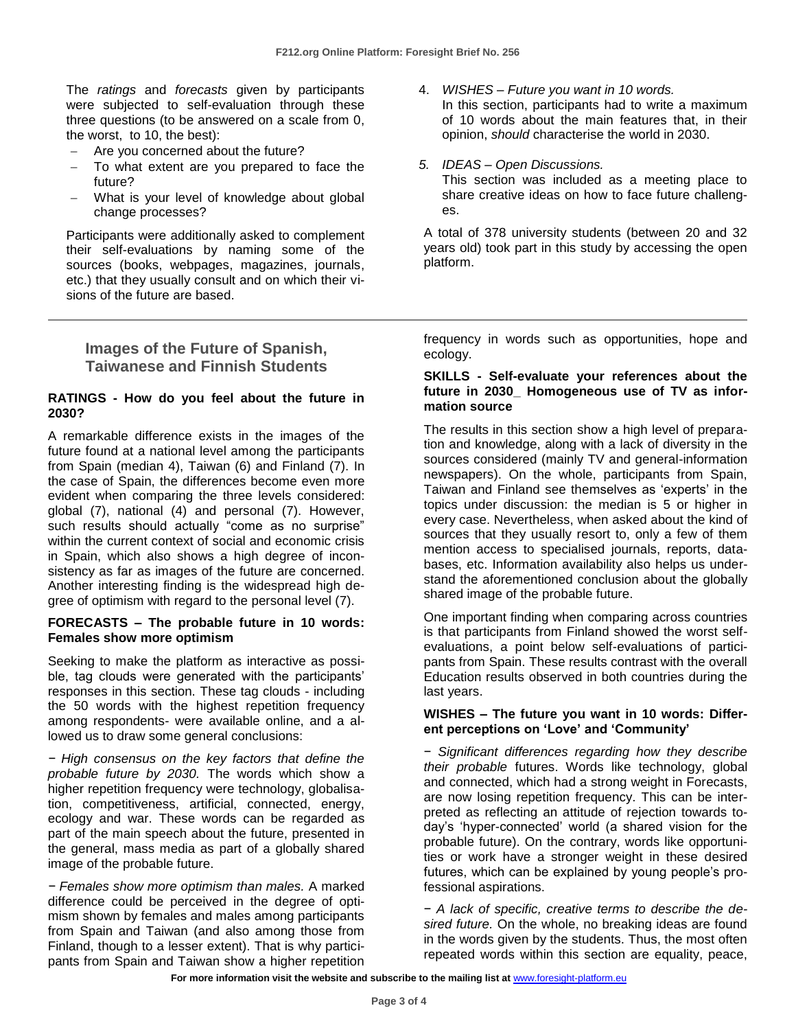The *ratings* and *forecasts* given by participants were subjected to self-evaluation through these three questions (to be answered on a scale from 0, the worst, to 10, the best):

- Are you concerned about the future?
- To what extent are you prepared to face the future?
- What is your level of knowledge about global change processes?

Participants were additionally asked to complement their self-evaluations by naming some of the sources (books, webpages, magazines, journals, etc.) that they usually consult and on which their visions of the future are based.

4. *WISHES – Future you want in 10 words.* In this section, participants had to write a maximum of 10 words about the main features that, in their opinion, *should* characterise the world in 2030.

5. *IDEAS – Open Discussions.* This section was included as a meeting place to share creative ideas on how to face future challenges.

A total of 378 university students (between 20 and 32 years old) took part in this study by accessing the open platform.

## Images of the Future of Spanish, Taiwanese and Finnish Students

**RATINGS - How do you feel about the future in 2030?**

A remarkable difference exists in the images of the future found at a national level among the participants from Spain (median 4), Taiwan (6) and Finland (7). In the case of Spain, the differences become even more evident when comparing the three levels considered: global (7), national (4) and personal (7). However, such results should actually "come as no surprise" within the current context of social and economic crisis in Spain, which also shows a high degree of inconsistency as far as images of the future are concerned. Another interesting finding is the widespread high degree of optimism with regard to the personal level (7).

**FORECASTS – The probable future in 10 words: Females show more optimism**

Seeking to make the platform as interactive as possible, tag clouds were generated with the participants' responses in this section. These tag clouds - including the 50 words with the highest repetition frequency among respondents- were available online, and a allowed us to draw some general conclusions:

− *High consensus on the key factors that define the probable future by 2030.* The words which show a higher repetition frequency were technology, globalisation, competitiveness, artificial, connected, energy, ecology and war. These words can be regarded as part of the main speech about the future, presented in the general, mass media as part of a globally shared image of the probable future.

− *Females show more optimism than males.* A marked difference could be perceived in the degree of optimism shown by females and males among participants from Spain and Taiwan (and also among those from Finland, though to a lesser extent). That is why participants from Spain and Taiwan show a higher repetition frequency in words such as opportunities, hope and ecology.

**SKILLS - Self-evaluate your references about the future in 2030_ Homogeneous use of TV as information source**

The results in this section show a high level of preparation and knowledge, along with a lack of diversity in the sources considered (mainly TV and general-information newspapers). On the whole, participants from Spain, Taiwan and Finland see themselves as 'experts' in the topics under discussion: the median is 5 or higher in every case. Nevertheless, when asked about the kind of sources that they usually resort to, only a few of them mention access to specialised journals, reports, databases, etc. Information availability also helps us understand the aforementioned conclusion about the globally shared image of the probable future.

One important finding when comparing across countries is that participants from Finland showed the worst self-evaluations, a point below self-evaluations of participants from Spain. These results contrast with the overall Education results observed in both countries during the last years.

**WISHES – The future you want in 10 words: Different perceptions on 'Love' and 'Community'**

− *Significant differences regarding how they describe their probable* futures. Words like technology, global and connected, which had a strong weight in Forecasts, are now losing repetition frequency. This can be interpreted as reflecting an attitude of rejection towards today's 'hyper-connected' world (a shared vision for the probable future). On the contrary, words like opportunities or work have a stronger weight in these desired futures, which can be explained by young people's professional aspirations.

− *A lack of specific, creative terms to describe the desired future.* On the whole, no breaking ideas are found in the words given by the students. Thus, the most often repeated words within this section are equality, peace,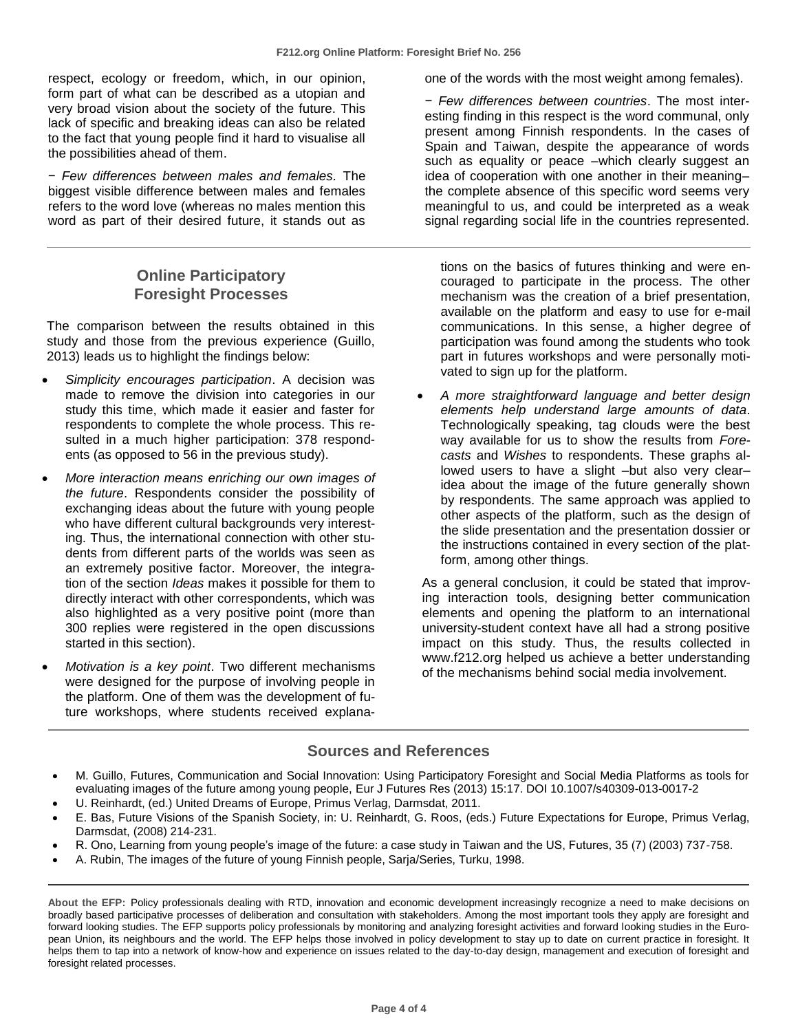respect, ecology or freedom, which, in our opinion, form part of what can be described as a utopian and very broad vision about the society of the future. This lack of specific and breaking ideas can also be related to the fact that young people find it hard to visualise all the possibilities ahead of them.

− *Few differences between males and females.* The biggest visible difference between males and females refers to the word love (whereas no males mention this word as part of their desired future, it stands out as one of the words with the most weight among females).

− *Few differences between countries*. The most interesting finding in this respect is the word communal, only present among Finnish respondents. In the cases of Spain and Taiwan, despite the appearance of words such as equality or peace –which clearly suggest an idea of cooperation with one another in their meaning– the complete absence of this specific word seems very meaningful to us, and could be interpreted as a weak signal regarding social life in the countries represented.

## Online Participatory Foresight Processes

The comparison between the results obtained in this study and those from the previous experience (Guillo, 2013) leads us to highlight the findings below:

- *Simplicity encourages participation*. A decision was made to remove the division into categories in our study this time, which made it easier and faster for respondents to complete the whole process. This resulted in a much higher participation: 378 respondents (as opposed to 56 in the previous study).
- *More interaction means enriching our own images of the future*. Respondents consider the possibility of exchanging ideas about the future with young people who have different cultural backgrounds very interesting. Thus, the international connection with other students from different parts of the worlds was seen as an extremely positive factor. Moreover, the integration of the section *Ideas* makes it possible for them to directly interact with other correspondents, which was also highlighted as a very positive point (more than 300 replies were registered in the open discussions started in this section).
- *Motivation is a key point*. Two different mechanisms were designed for the purpose of involving people in the platform. One of them was the development of future workshops, where students received explanations on the basics of futures thinking and were encouraged to participate in the process. The other mechanism was the creation of a brief presentation, available on the platform and easy to use for e-mail communications. In this sense, a higher degree of participation was found among the students who took part in futures workshops and were personally motivated to sign up for the platform.
- *A more straightforward language and better design elements help understand large amounts of data*. Technologically speaking, tag clouds were the best way available for us to show the results from *Forecasts* and *Wishes* to respondents. These graphs allowed users to have a slight –but also very clear– idea about the image of the future generally shown by respondents. The same approach was applied to other aspects of the platform, such as the design of the slide presentation and the presentation dossier or the instructions contained in every section of the platform, among other things.

As a general conclusion, it could be stated that improving interaction tools, designing better communication elements and opening the platform to an international university-student context have all had a strong positive impact on this study. Thus, the results collected in www.f212.org helped us achieve a better understanding of the mechanisms behind social media involvement.

## Sources and References

- M. Guillo, Futures, Communication and Social Innovation: Using Participatory Foresight and Social Media Platforms as tools for evaluating images of the future among young people, Eur J Futures Res (2013) 15:17. DOI 10.1007/s40309-013-0017-2
- U. Reinhardt, (ed.) United Dreams of Europe, Primus Verlag, Darmsdat, 2011.
- E. Bas, Future Visions of the Spanish Society, in: U. Reinhardt, G. Roos, (eds.) Future Expectations for Europe, Primus Verlag, Darmsdat, (2008) 214-231.
- R. Ono, Learning from young people's image of the future: a case study in Taiwan and the US, Futures, 35 (7) (2003) 737-758.
- A. Rubin, The images of the future of young Finnish people, Sarja/Series, Turku, 1998.

**About the EFP:** Policy professionals dealing with RTD, innovation and economic development increasingly recognize a need to make decisions on broadly based participative processes of deliberation and consultation with stakeholders. Among the most important tools they apply are foresight and forward looking studies. The EFP supports policy professionals by monitoring and analyzing foresight activities and forward looking studies in the European Union, its neighbours and the world. The EFP helps those involved in policy development to stay up to date on current practice in foresight. It helps them to tap into a network of know-how and experience on issues related to the day-to-day design, management and execution of foresight and foresight related processes.